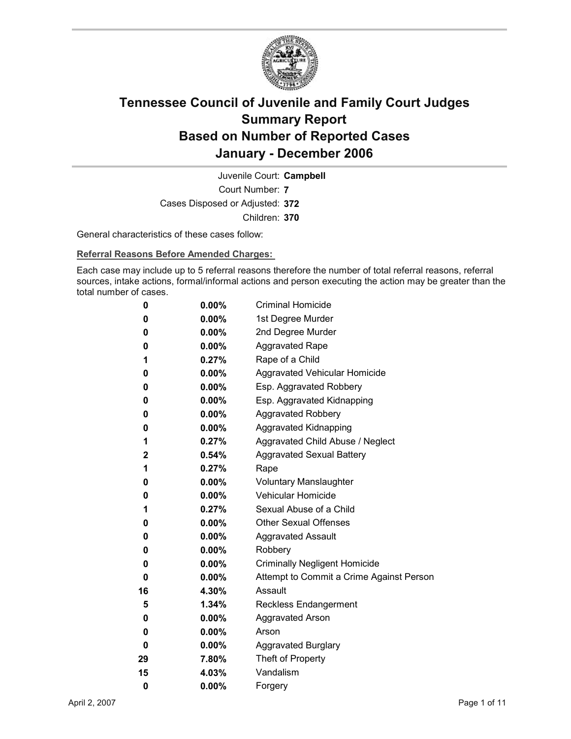# Tennessee Council of Juvenile and Family Court Judges
# Summary Report
# Based on Number of Reported Cases
# January - December 2006

Juvenile Court: **Campbell**

Court Number: **7**

Cases Disposed or Adjusted: **372**

Children: **370**

General characteristics of these cases follow:

**Referral Reasons Before Amended Charges:**

Each case may include up to 5 referral reasons therefore the number of total referral reasons, referral sources, intake actions, formal/informal actions and person executing the action may be greater than the total number of cases.

| Count | Percent | Referral Reason |
|---|---|---|
| 0 | 0.00% | Criminal Homicide |
| 0 | 0.00% | 1st Degree Murder |
| 0 | 0.00% | 2nd Degree Murder |
| 0 | 0.00% | Aggravated Rape |
| 1 | 0.27% | Rape of a Child |
| 0 | 0.00% | Aggravated Vehicular Homicide |
| 0 | 0.00% | Esp. Aggravated Robbery |
| 0 | 0.00% | Esp. Aggravated Kidnapping |
| 0 | 0.00% | Aggravated Robbery |
| 0 | 0.00% | Aggravated Kidnapping |
| 1 | 0.27% | Aggravated Child Abuse / Neglect |
| 2 | 0.54% | Aggravated Sexual Battery |
| 1 | 0.27% | Rape |
| 0 | 0.00% | Voluntary Manslaughter |
| 0 | 0.00% | Vehicular Homicide |
| 1 | 0.27% | Sexual Abuse of a Child |
| 0 | 0.00% | Other Sexual Offenses |
| 0 | 0.00% | Aggravated Assault |
| 0 | 0.00% | Robbery |
| 0 | 0.00% | Criminally Negligent Homicide |
| 0 | 0.00% | Attempt to Commit a Crime Against Person |
| 16 | 4.30% | Assault |
| 5 | 1.34% | Reckless Endangerment |
| 0 | 0.00% | Aggravated Arson |
| 0 | 0.00% | Arson |
| 0 | 0.00% | Aggravated Burglary |
| 29 | 7.80% | Theft of Property |
| 15 | 4.03% | Vandalism |
| 0 | 0.00% | Forgery |

April 2, 2007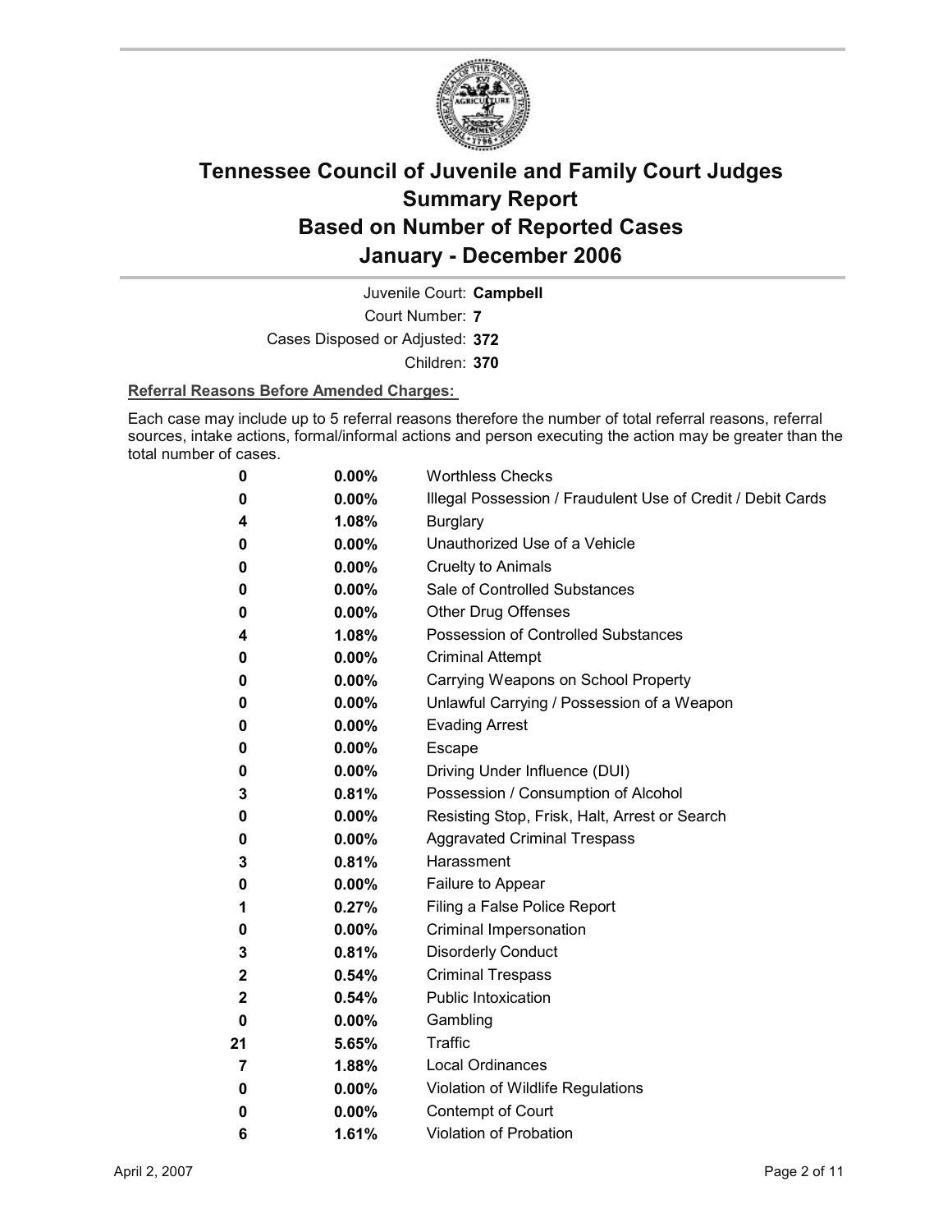# Tennessee Council of Juvenile and Family Court Judges
## Summary Report
## Based on Number of Reported Cases
## January - December 2006

Juvenile Court: **Campbell**

Court Number: **7**

Cases Disposed or Adjusted: **372**

Children: **370**

**Referral Reasons Before Amended Charges:**

Each case may include up to 5 referral reasons therefore the number of total referral reasons, referral sources, intake actions, formal/informal actions and person executing the action may be greater than the total number of cases.

| Count | Percent | Referral Reason |
|---|---|---|
| 0 | 0.00% | Worthless Checks |
| 0 | 0.00% | Illegal Possession / Fraudulent Use of Credit / Debit Cards |
| 4 | 1.08% | Burglary |
| 0 | 0.00% | Unauthorized Use of a Vehicle |
| 0 | 0.00% | Cruelty to Animals |
| 0 | 0.00% | Sale of Controlled Substances |
| 0 | 0.00% | Other Drug Offenses |
| 4 | 1.08% | Possession of Controlled Substances |
| 0 | 0.00% | Criminal Attempt |
| 0 | 0.00% | Carrying Weapons on School Property |
| 0 | 0.00% | Unlawful Carrying / Possession of a Weapon |
| 0 | 0.00% | Evading Arrest |
| 0 | 0.00% | Escape |
| 0 | 0.00% | Driving Under Influence (DUI) |
| 3 | 0.81% | Possession / Consumption of Alcohol |
| 0 | 0.00% | Resisting Stop, Frisk, Halt, Arrest or Search |
| 0 | 0.00% | Aggravated Criminal Trespass |
| 3 | 0.81% | Harassment |
| 0 | 0.00% | Failure to Appear |
| 1 | 0.27% | Filing a False Police Report |
| 0 | 0.00% | Criminal Impersonation |
| 3 | 0.81% | Disorderly Conduct |
| 2 | 0.54% | Criminal Trespass |
| 2 | 0.54% | Public Intoxication |
| 0 | 0.00% | Gambling |
| 21 | 5.65% | Traffic |
| 7 | 1.88% | Local Ordinances |
| 0 | 0.00% | Violation of Wildlife Regulations |
| 0 | 0.00% | Contempt of Court |
| 6 | 1.61% | Violation of Probation |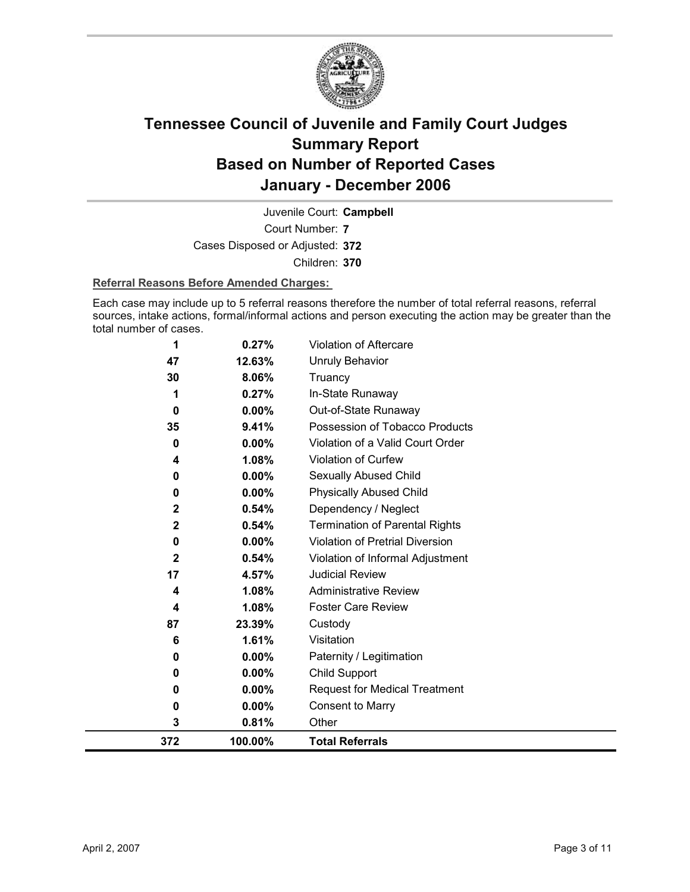# Tennessee Council of Juvenile and Family Court Judges Summary Report Based on Number of Reported Cases January - December 2006

Juvenile Court: **Campbell**

Court Number: **7**

Cases Disposed or Adjusted: **372**

Children: **370**

**Referral Reasons Before Amended Charges:**

Each case may include up to 5 referral reasons therefore the number of total referral reasons, referral sources, intake actions, formal/informal actions and person executing the action may be greater than the total number of cases.

| | | |
|---|---|---|
| 1 | 0.27% | Violation of Aftercare |
| 47 | 12.63% | Unruly Behavior |
| 30 | 8.06% | Truancy |
| 1 | 0.27% | In-State Runaway |
| 0 | 0.00% | Out-of-State Runaway |
| 35 | 9.41% | Possession of Tobacco Products |
| 0 | 0.00% | Violation of a Valid Court Order |
| 4 | 1.08% | Violation of Curfew |
| 0 | 0.00% | Sexually Abused Child |
| 0 | 0.00% | Physically Abused Child |
| 2 | 0.54% | Dependency / Neglect |
| 2 | 0.54% | Termination of Parental Rights |
| 0 | 0.00% | Violation of Pretrial Diversion |
| 2 | 0.54% | Violation of Informal Adjustment |
| 17 | 4.57% | Judicial Review |
| 4 | 1.08% | Administrative Review |
| 4 | 1.08% | Foster Care Review |
| 87 | 23.39% | Custody |
| 6 | 1.61% | Visitation |
| 0 | 0.00% | Paternity / Legitimation |
| 0 | 0.00% | Child Support |
| 0 | 0.00% | Request for Medical Treatment |
| 0 | 0.00% | Consent to Marry |
| 3 | 0.81% | Other |
| **372** | **100.00%** | **Total Referrals** |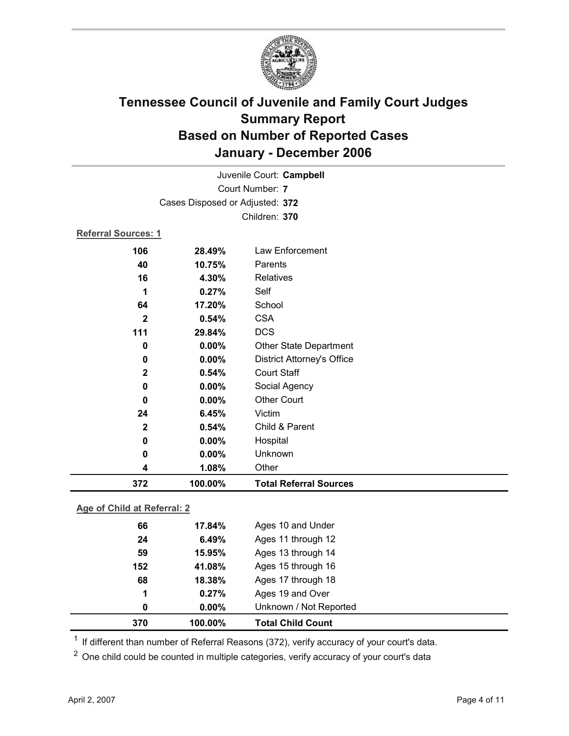# Tennessee Council of Juvenile and Family Court Judges
# Summary Report
# Based on Number of Reported Cases
# January - December 2006

Juvenile Court: **Campbell**
Court Number: **7**
Cases Disposed or Adjusted: **372**
Children: **370**

**Referral Sources: 1**

| Count | Percent | Source |
|---|---|---|
| 106 | 28.49% | Law Enforcement |
| 40 | 10.75% | Parents |
| 16 | 4.30% | Relatives |
| 1 | 0.27% | Self |
| 64 | 17.20% | School |
| 2 | 0.54% | CSA |
| 111 | 29.84% | DCS |
| 0 | 0.00% | Other State Department |
| 0 | 0.00% | District Attorney's Office |
| 2 | 0.54% | Court Staff |
| 0 | 0.00% | Social Agency |
| 0 | 0.00% | Other Court |
| 24 | 6.45% | Victim |
| 2 | 0.54% | Child & Parent |
| 0 | 0.00% | Hospital |
| 0 | 0.00% | Unknown |
| 4 | 1.08% | Other |
| **372** | **100.00%** | **Total Referral Sources** |

**Age of Child at Referral: 2**

| Count | Percent | Age |
|---|---|---|
| 66 | 17.84% | Ages 10 and Under |
| 24 | 6.49% | Ages 11 through 12 |
| 59 | 15.95% | Ages 13 through 14 |
| 152 | 41.08% | Ages 15 through 16 |
| 68 | 18.38% | Ages 17 through 18 |
| 1 | 0.27% | Ages 19 and Over |
| 0 | 0.00% | Unknown / Not Reported |
| **370** | **100.00%** | **Total Child Count** |

[1] If different than number of Referral Reasons (372), verify accuracy of your court's data.

[2] One child could be counted in multiple categories, verify accuracy of your court's data

April 2, 2007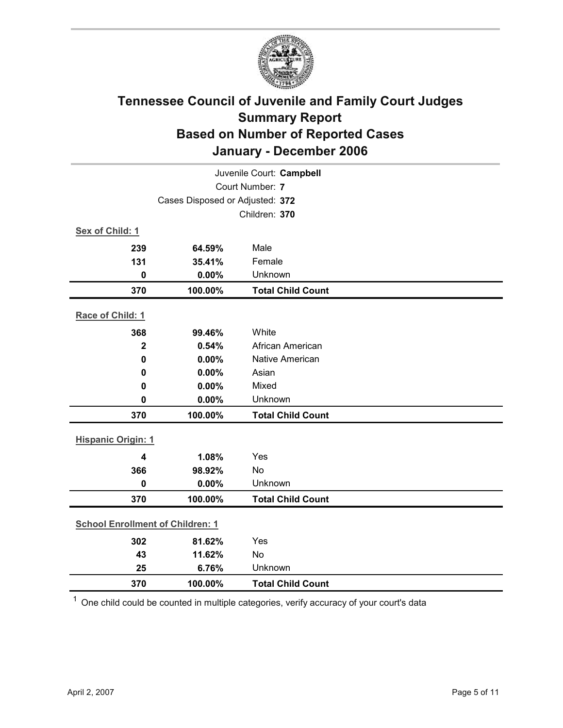# Tennessee Council of Juvenile and Family Court Judges
## Summary Report
## Based on Number of Reported Cases
## January - December 2006

Juvenile Court: **Campbell**
Court Number: **7**
Cases Disposed or Adjusted: **372**
Children: **370**

**Sex of Child: 1**

| | | |
|---|---|---|
| **239** | **64.59%** | Male |
| **131** | **35.41%** | Female |
| **0** | **0.00%** | Unknown |
| **370** | **100.00%** | **Total Child Count** |

**Race of Child: 1**

| | | |
|---|---|---|
| **368** | **99.46%** | White |
| **2** | **0.54%** | African American |
| **0** | **0.00%** | Native American |
| **0** | **0.00%** | Asian |
| **0** | **0.00%** | Mixed |
| **0** | **0.00%** | Unknown |
| **370** | **100.00%** | **Total Child Count** |

**Hispanic Origin: 1**

| | | |
|---|---|---|
| **4** | **1.08%** | Yes |
| **366** | **98.92%** | No |
| **0** | **0.00%** | Unknown |
| **370** | **100.00%** | **Total Child Count** |

**School Enrollment of Children: 1**

| | | |
|---|---|---|
| **302** | **81.62%** | Yes |
| **43** | **11.62%** | No |
| **25** | **6.76%** | Unknown |
| **370** | **100.00%** | **Total Child Count** |

[1] One child could be counted in multiple categories, verify accuracy of your court's data

April 2, 2007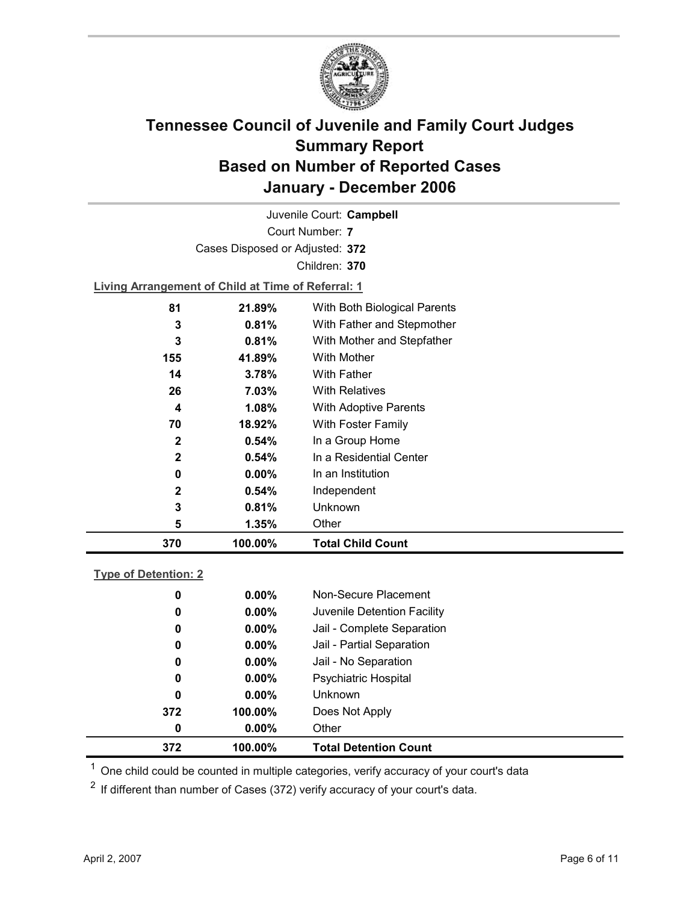# Tennessee Council of Juvenile and Family Court Judges
# Summary Report
# Based on Number of Reported Cases
# January - December 2006

Juvenile Court: **Campbell**

Court Number: **7**

Cases Disposed or Adjusted: **372**

Children: **370**

**Living Arrangement of Child at Time of Referral: 1**

| Count | Percent | Category |
|---|---|---|
| 81 | 21.89% | With Both Biological Parents |
| 3 | 0.81% | With Father and Stepmother |
| 3 | 0.81% | With Mother and Stepfather |
| 155 | 41.89% | With Mother |
| 14 | 3.78% | With Father |
| 26 | 7.03% | With Relatives |
| 4 | 1.08% | With Adoptive Parents |
| 70 | 18.92% | With Foster Family |
| 2 | 0.54% | In a Group Home |
| 2 | 0.54% | In a Residential Center |
| 0 | 0.00% | In an Institution |
| 2 | 0.54% | Independent |
| 3 | 0.81% | Unknown |
| 5 | 1.35% | Other |
| **370** | **100.00%** | **Total Child Count** |

**Type of Detention: 2**

| Count | Percent | Category |
|---|---|---|
| 0 | 0.00% | Non-Secure Placement |
| 0 | 0.00% | Juvenile Detention Facility |
| 0 | 0.00% | Jail - Complete Separation |
| 0 | 0.00% | Jail - Partial Separation |
| 0 | 0.00% | Jail - No Separation |
| 0 | 0.00% | Psychiatric Hospital |
| 0 | 0.00% | Unknown |
| 372 | 100.00% | Does Not Apply |
| 0 | 0.00% | Other |
| **372** | **100.00%** | **Total Detention Count** |

[1] One child could be counted in multiple categories, verify accuracy of your court's data

[2] If different than number of Cases (372) verify accuracy of your court's data.

April 2, 2007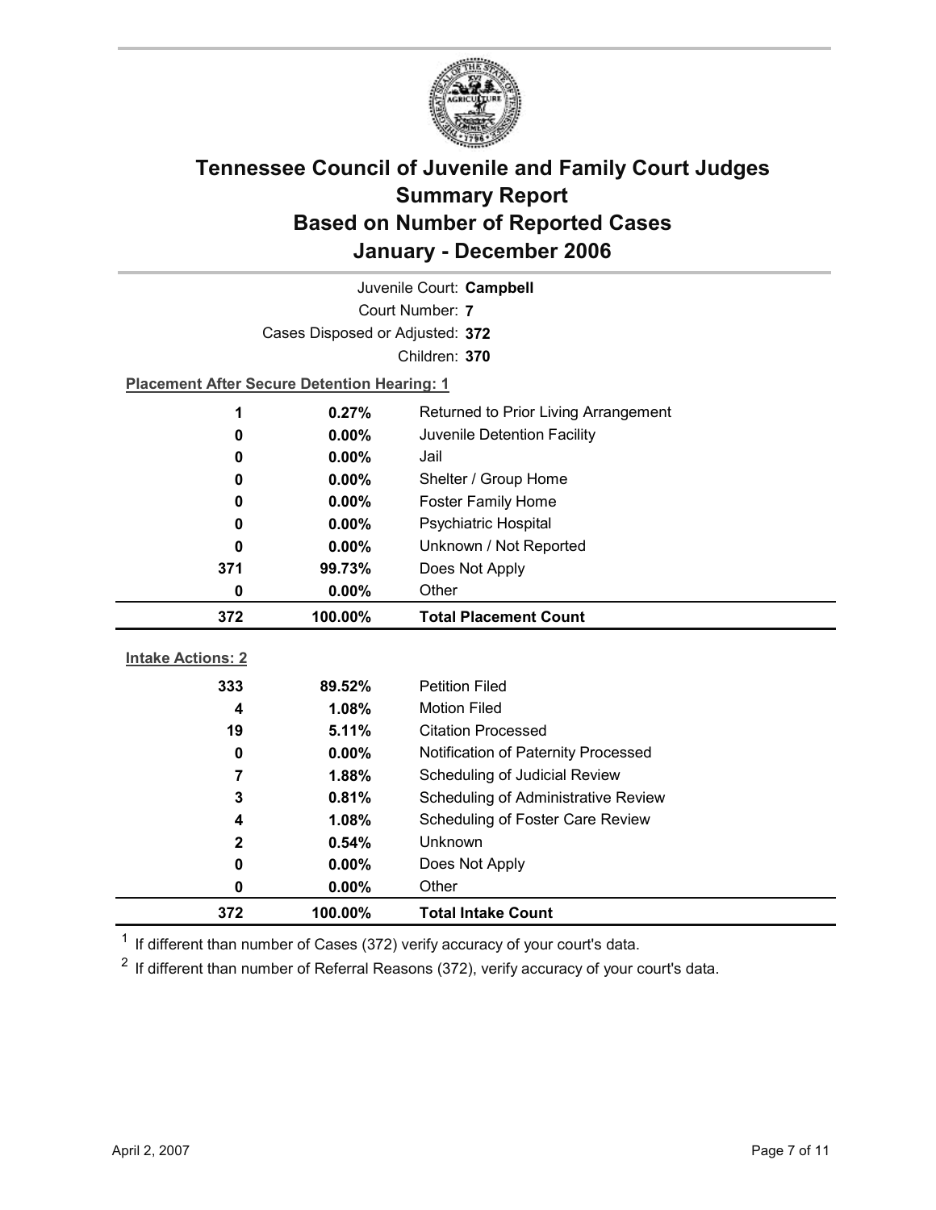# Tennessee Council of Juvenile and Family Court Judges
## Summary Report
## Based on Number of Reported Cases
## January - December 2006

Juvenile Court: **Campbell**

Court Number: **7**

Cases Disposed or Adjusted: **372**

Children: **370**

**Placement After Secure Detention Hearing: 1**

| | | |
|---|---|---|
| 1 | 0.27% | Returned to Prior Living Arrangement |
| 0 | 0.00% | Juvenile Detention Facility |
| 0 | 0.00% | Jail |
| 0 | 0.00% | Shelter / Group Home |
| 0 | 0.00% | Foster Family Home |
| 0 | 0.00% | Psychiatric Hospital |
| 0 | 0.00% | Unknown / Not Reported |
| 371 | 99.73% | Does Not Apply |
| 0 | 0.00% | Other |
| **372** | **100.00%** | **Total Placement Count** |

**Intake Actions: 2**

| | | |
|---|---|---|
| 333 | 89.52% | Petition Filed |
| 4 | 1.08% | Motion Filed |
| 19 | 5.11% | Citation Processed |
| 0 | 0.00% | Notification of Paternity Processed |
| 7 | 1.88% | Scheduling of Judicial Review |
| 3 | 0.81% | Scheduling of Administrative Review |
| 4 | 1.08% | Scheduling of Foster Care Review |
| 2 | 0.54% | Unknown |
| 0 | 0.00% | Does Not Apply |
| 0 | 0.00% | Other |
| **372** | **100.00%** | **Total Intake Count** |

[1] If different than number of Cases (372) verify accuracy of your court's data.

[2] If different than number of Referral Reasons (372), verify accuracy of your court's data.

April 2, 2007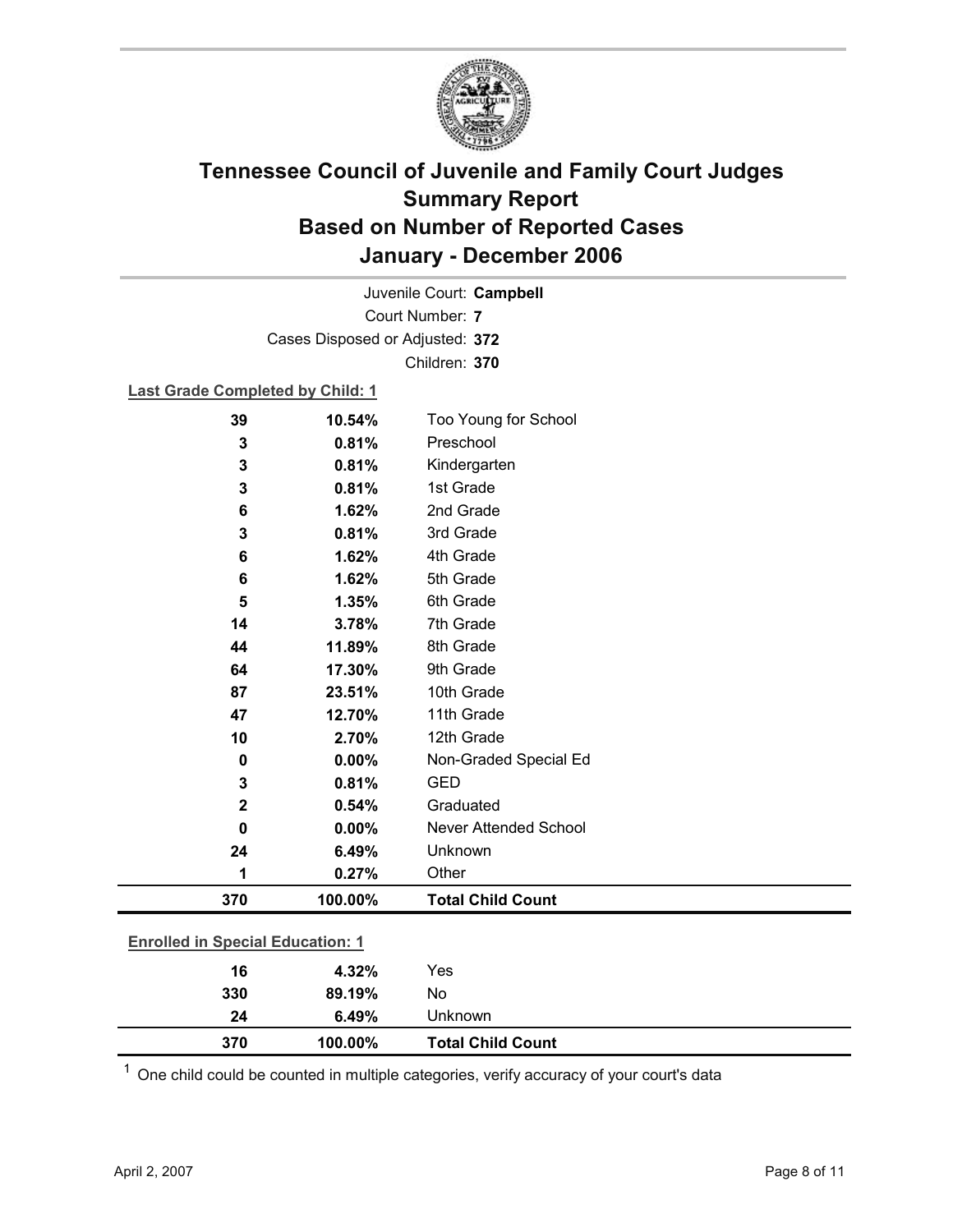# Tennessee Council of Juvenile and Family Court Judges
## Summary Report
## Based on Number of Reported Cases
## January - December 2006

Juvenile Court: **Campbell**

Court Number: **7**

Cases Disposed or Adjusted: **372**

Children: **370**

**Last Grade Completed by Child: 1**

| Count | Percent | Category |
|---|---|---|
| 39 | 10.54% | Too Young for School |
| 3 | 0.81% | Preschool |
| 3 | 0.81% | Kindergarten |
| 3 | 0.81% | 1st Grade |
| 6 | 1.62% | 2nd Grade |
| 3 | 0.81% | 3rd Grade |
| 6 | 1.62% | 4th Grade |
| 6 | 1.62% | 5th Grade |
| 5 | 1.35% | 6th Grade |
| 14 | 3.78% | 7th Grade |
| 44 | 11.89% | 8th Grade |
| 64 | 17.30% | 9th Grade |
| 87 | 23.51% | 10th Grade |
| 47 | 12.70% | 11th Grade |
| 10 | 2.70% | 12th Grade |
| 0 | 0.00% | Non-Graded Special Ed |
| 3 | 0.81% | GED |
| 2 | 0.54% | Graduated |
| 0 | 0.00% | Never Attended School |
| 24 | 6.49% | Unknown |
| 1 | 0.27% | Other |
| **370** | **100.00%** | **Total Child Count** |

**Enrolled in Special Education: 1**

| Count | Percent | Category |
|---|---|---|
| 16 | 4.32% | Yes |
| 330 | 89.19% | No |
| 24 | 6.49% | Unknown |
| **370** | **100.00%** | **Total Child Count** |

[1] One child could be counted in multiple categories, verify accuracy of your court's data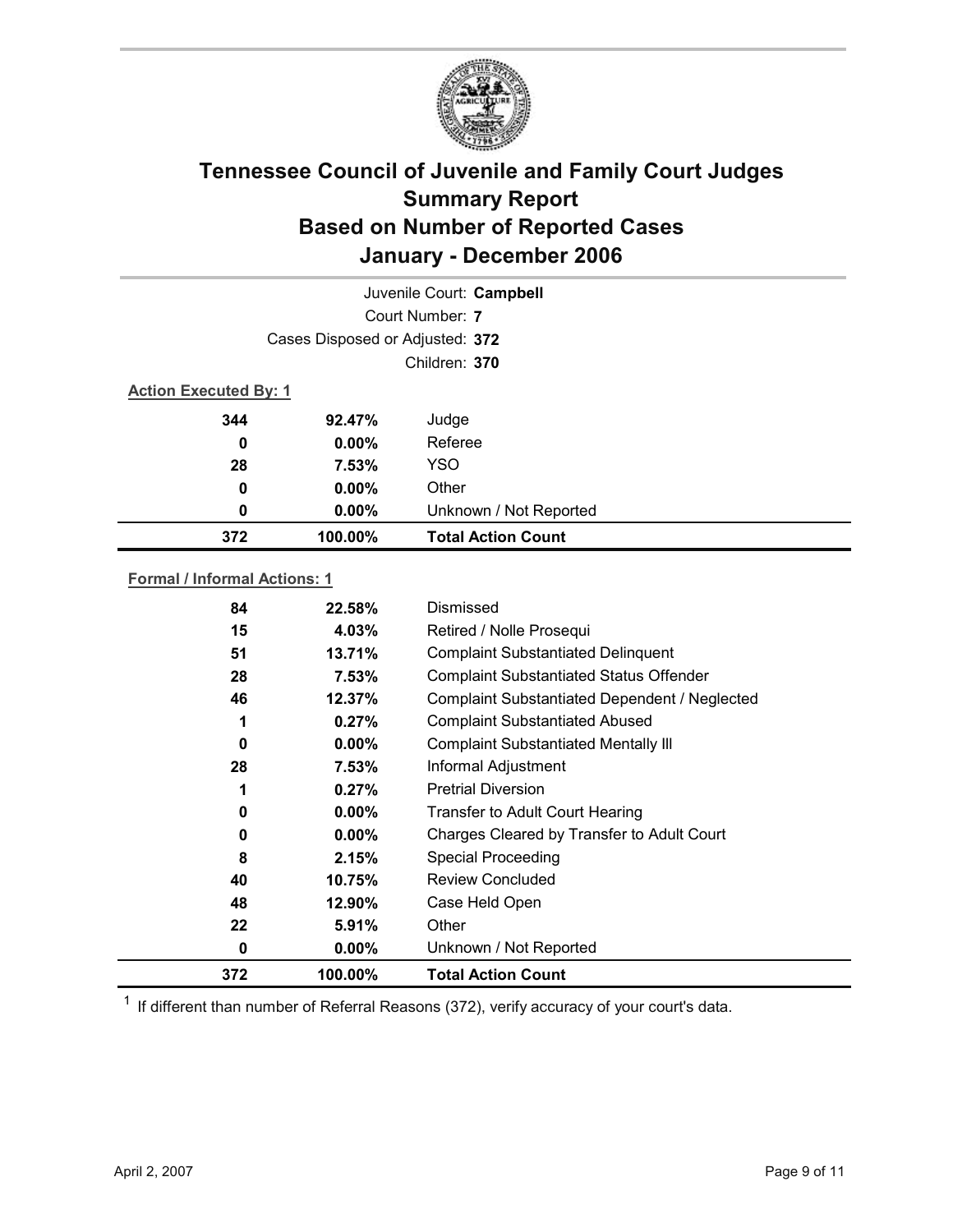# Tennessee Council of Juvenile and Family Court Judges
# Summary Report
# Based on Number of Reported Cases
# January - December 2006

Juvenile Court: **Campbell**

Court Number: **7**

Cases Disposed or Adjusted: **372**

Children: **370**

**Action Executed By: 1**

| | | |
|---|---|---|
| 344 | 92.47% | Judge |
| 0 | 0.00% | Referee |
| 28 | 7.53% | YSO |
| 0 | 0.00% | Other |
| 0 | 0.00% | Unknown / Not Reported |
| **372** | **100.00%** | **Total Action Count** |

**Formal / Informal Actions: 1**

| | | |
|---|---|---|
| 84 | 22.58% | Dismissed |
| 15 | 4.03% | Retired / Nolle Prosequi |
| 51 | 13.71% | Complaint Substantiated Delinquent |
| 28 | 7.53% | Complaint Substantiated Status Offender |
| 46 | 12.37% | Complaint Substantiated Dependent / Neglected |
| 1 | 0.27% | Complaint Substantiated Abused |
| 0 | 0.00% | Complaint Substantiated Mentally Ill |
| 28 | 7.53% | Informal Adjustment |
| 1 | 0.27% | Pretrial Diversion |
| 0 | 0.00% | Transfer to Adult Court Hearing |
| 0 | 0.00% | Charges Cleared by Transfer to Adult Court |
| 8 | 2.15% | Special Proceeding |
| 40 | 10.75% | Review Concluded |
| 48 | 12.90% | Case Held Open |
| 22 | 5.91% | Other |
| 0 | 0.00% | Unknown / Not Reported |
| **372** | **100.00%** | **Total Action Count** |

[1] If different than number of Referral Reasons (372), verify accuracy of your court's data.

April 2, 2007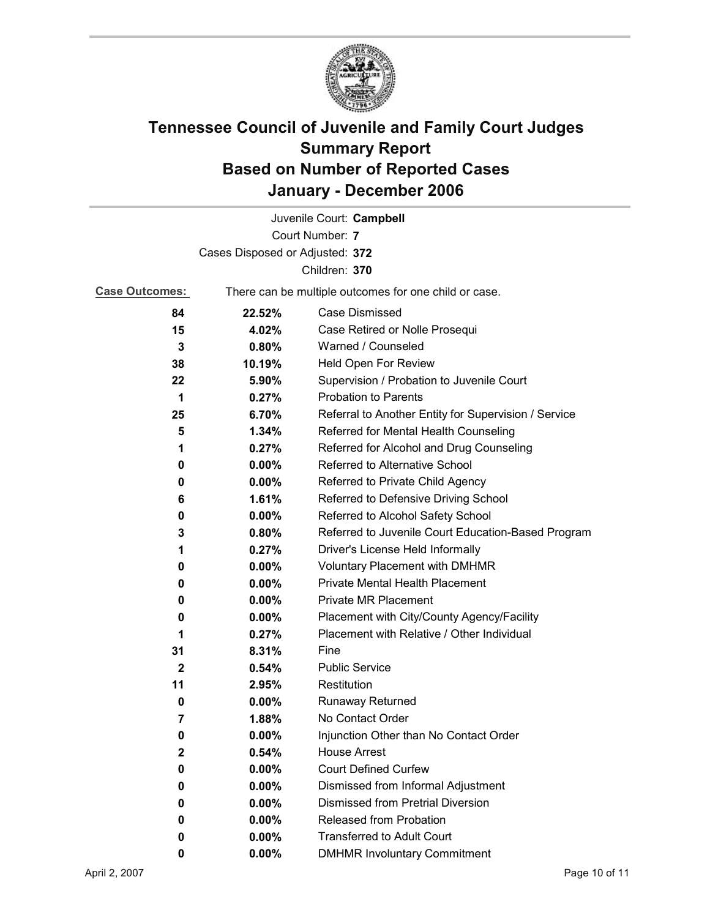# Tennessee Council of Juvenile and Family Court Judges
# Summary Report
# Based on Number of Reported Cases
# January - December 2006

Juvenile Court: **Campbell**

Court Number: **7**

Cases Disposed or Adjusted: **372**

Children: **370**

**Case Outcomes:** There can be multiple outcomes for one child or case.

| Count | Percent | Outcome |
|---|---|---|
| **84** | **22.52%** | Case Dismissed |
| **15** | **4.02%** | Case Retired or Nolle Prosequi |
| **3** | **0.80%** | Warned / Counseled |
| **38** | **10.19%** | Held Open For Review |
| **22** | **5.90%** | Supervision / Probation to Juvenile Court |
| **1** | **0.27%** | Probation to Parents |
| **25** | **6.70%** | Referral to Another Entity for Supervision / Service |
| **5** | **1.34%** | Referred for Mental Health Counseling |
| **1** | **0.27%** | Referred for Alcohol and Drug Counseling |
| **0** | **0.00%** | Referred to Alternative School |
| **0** | **0.00%** | Referred to Private Child Agency |
| **6** | **1.61%** | Referred to Defensive Driving School |
| **0** | **0.00%** | Referred to Alcohol Safety School |
| **3** | **0.80%** | Referred to Juvenile Court Education-Based Program |
| **1** | **0.27%** | Driver's License Held Informally |
| **0** | **0.00%** | Voluntary Placement with DMHMR |
| **0** | **0.00%** | Private Mental Health Placement |
| **0** | **0.00%** | Private MR Placement |
| **0** | **0.00%** | Placement with City/County Agency/Facility |
| **1** | **0.27%** | Placement with Relative / Other Individual |
| **31** | **8.31%** | Fine |
| **2** | **0.54%** | Public Service |
| **11** | **2.95%** | Restitution |
| **0** | **0.00%** | Runaway Returned |
| **7** | **1.88%** | No Contact Order |
| **0** | **0.00%** | Injunction Other than No Contact Order |
| **2** | **0.54%** | House Arrest |
| **0** | **0.00%** | Court Defined Curfew |
| **0** | **0.00%** | Dismissed from Informal Adjustment |
| **0** | **0.00%** | Dismissed from Pretrial Diversion |
| **0** | **0.00%** | Released from Probation |
| **0** | **0.00%** | Transferred to Adult Court |
| **0** | **0.00%** | DMHMR Involuntary Commitment |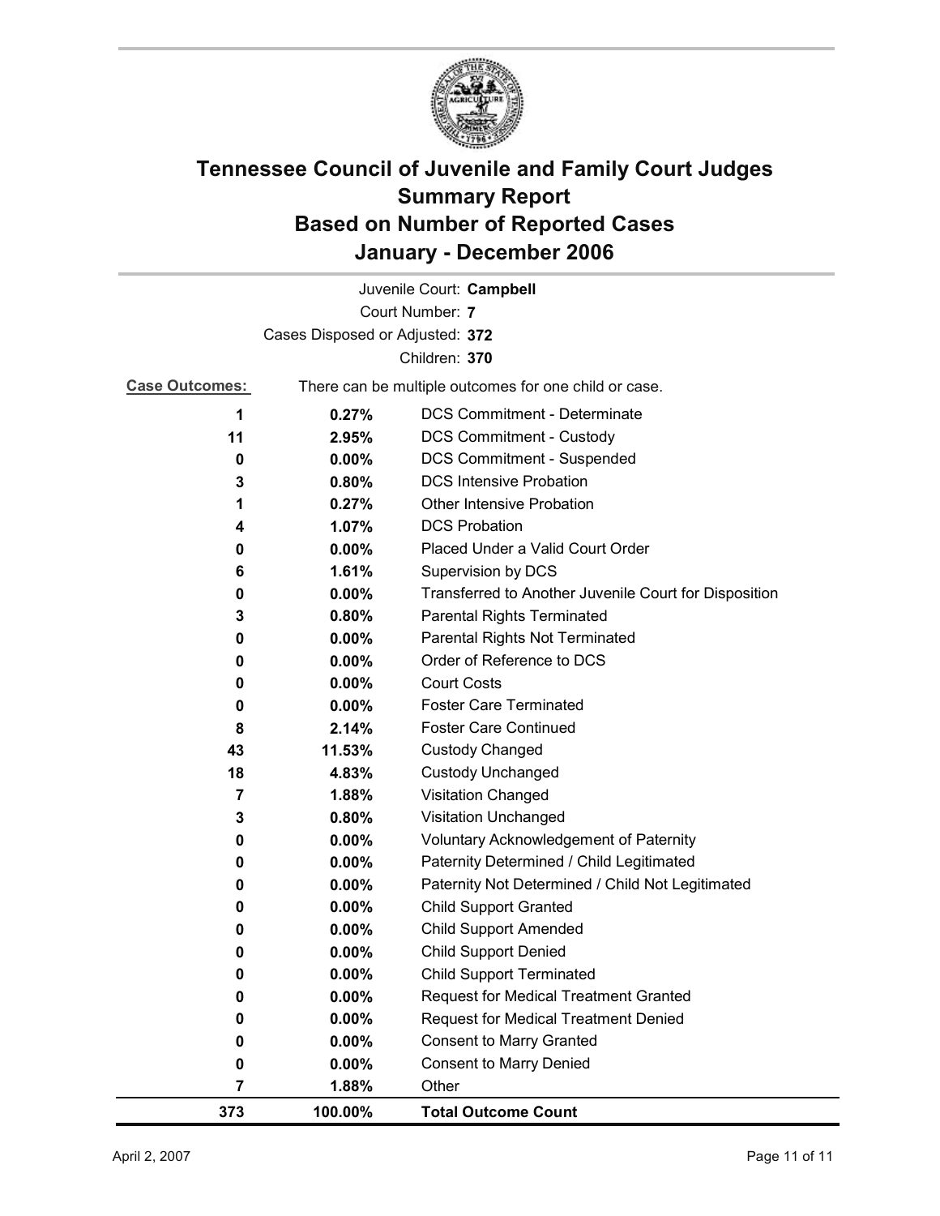# Tennessee Council of Juvenile and Family Court Judges
# Summary Report
# Based on Number of Reported Cases
# January - December 2006

Juvenile Court: **Campbell**

Court Number: **7**

Cases Disposed or Adjusted: **372**

Children: **370**

**Case Outcomes:** There can be multiple outcomes for one child or case.

| | | |
|---|---|---|
| **1** | **0.27%** | DCS Commitment - Determinate |
| **11** | **2.95%** | DCS Commitment - Custody |
| **0** | **0.00%** | DCS Commitment - Suspended |
| **3** | **0.80%** | DCS Intensive Probation |
| **1** | **0.27%** | Other Intensive Probation |
| **4** | **1.07%** | DCS Probation |
| **0** | **0.00%** | Placed Under a Valid Court Order |
| **6** | **1.61%** | Supervision by DCS |
| **0** | **0.00%** | Transferred to Another Juvenile Court for Disposition |
| **3** | **0.80%** | Parental Rights Terminated |
| **0** | **0.00%** | Parental Rights Not Terminated |
| **0** | **0.00%** | Order of Reference to DCS |
| **0** | **0.00%** | Court Costs |
| **0** | **0.00%** | Foster Care Terminated |
| **8** | **2.14%** | Foster Care Continued |
| **43** | **11.53%** | Custody Changed |
| **18** | **4.83%** | Custody Unchanged |
| **7** | **1.88%** | Visitation Changed |
| **3** | **0.80%** | Visitation Unchanged |
| **0** | **0.00%** | Voluntary Acknowledgement of Paternity |
| **0** | **0.00%** | Paternity Determined / Child Legitimated |
| **0** | **0.00%** | Paternity Not Determined / Child Not Legitimated |
| **0** | **0.00%** | Child Support Granted |
| **0** | **0.00%** | Child Support Amended |
| **0** | **0.00%** | Child Support Denied |
| **0** | **0.00%** | Child Support Terminated |
| **0** | **0.00%** | Request for Medical Treatment Granted |
| **0** | **0.00%** | Request for Medical Treatment Denied |
| **0** | **0.00%** | Consent to Marry Granted |
| **0** | **0.00%** | Consent to Marry Denied |
| **7** | **1.88%** | Other |
| **373** | **100.00%** | **Total Outcome Count** |

April 2, 2007